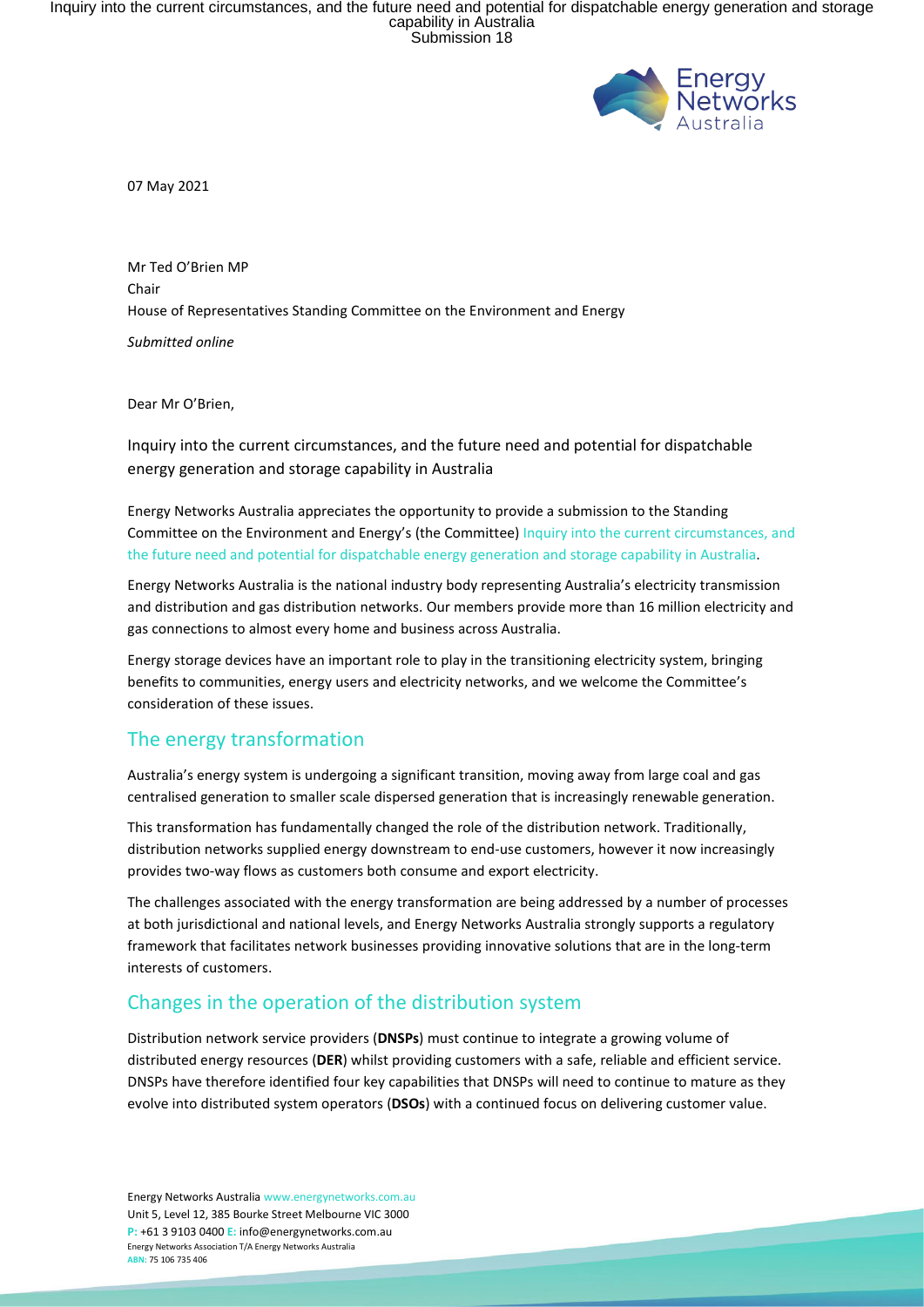07 May 2021

Mr Ted O'Brien MP
Chair
House of Representatives Standing Committee on the Environment and Energy

*Submitted online*

Dear Mr O'Brien,

Inquiry into the current circumstances, and the future need and potential for dispatchable energy generation and storage capability in Australia

Energy Networks Australia appreciates the opportunity to provide a submission to the Standing Committee on the Environment and Energy's (the Committee) Inquiry into the current circumstances, and the future need and potential for dispatchable energy generation and storage capability in Australia.

Energy Networks Australia is the national industry body representing Australia's electricity transmission and distribution and gas distribution networks. Our members provide more than 16 million electricity and gas connections to almost every home and business across Australia.

Energy storage devices have an important role to play in the transitioning electricity system, bringing benefits to communities, energy users and electricity networks, and we welcome the Committee's consideration of these issues.

## The energy transformation

Australia's energy system is undergoing a significant transition, moving away from large coal and gas centralised generation to smaller scale dispersed generation that is increasingly renewable generation.

This transformation has fundamentally changed the role of the distribution network. Traditionally, distribution networks supplied energy downstream to end-use customers, however it now increasingly provides two-way flows as customers both consume and export electricity.

The challenges associated with the energy transformation are being addressed by a number of processes at both jurisdictional and national levels, and Energy Networks Australia strongly supports a regulatory framework that facilitates network businesses providing innovative solutions that are in the long-term interests of customers.

## Changes in the operation of the distribution system

Distribution network service providers (**DNSPs**) must continue to integrate a growing volume of distributed energy resources (**DER**) whilst providing customers with a safe, reliable and efficient service. DNSPs have therefore identified four key capabilities that DNSPs will need to continue to mature as they evolve into distributed system operators (**DSOs**) with a continued focus on delivering customer value.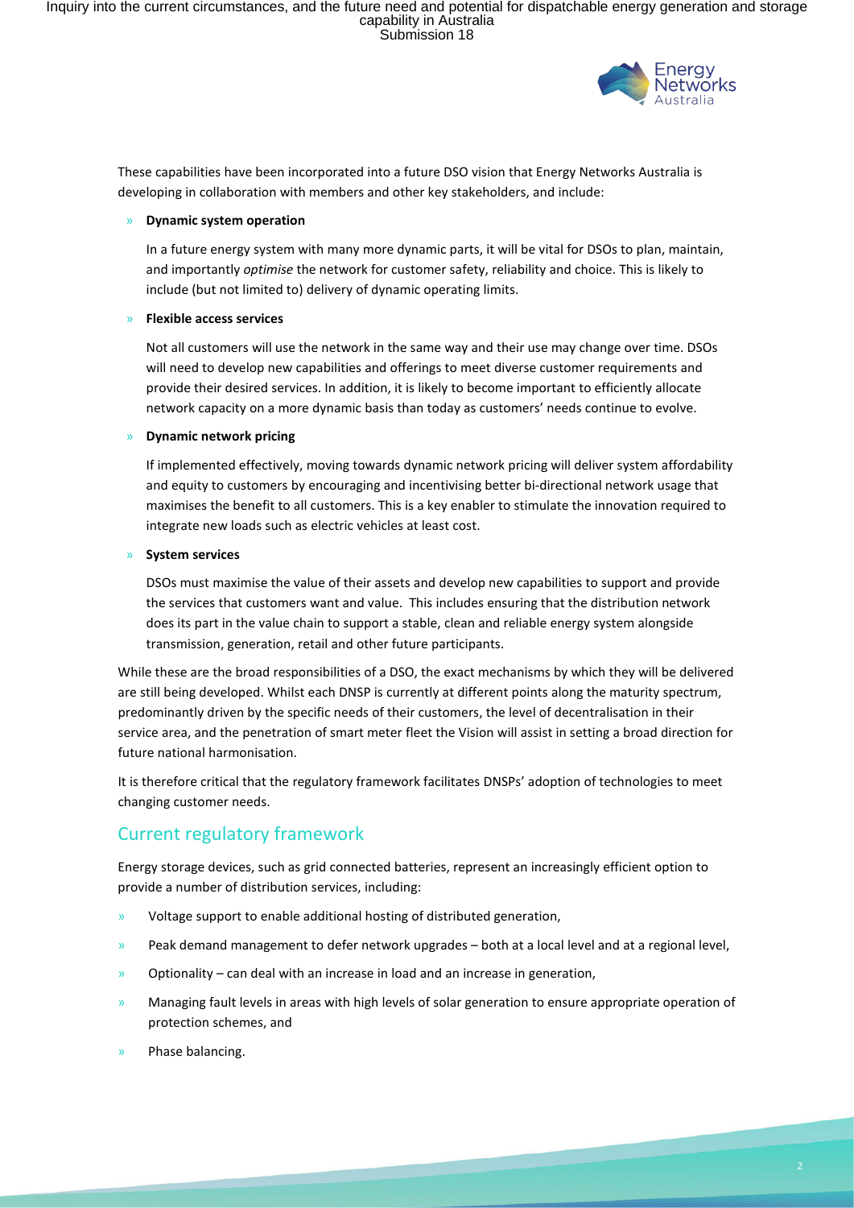These capabilities have been incorporated into a future DSO vision that Energy Networks Australia is developing in collaboration with members and other key stakeholders, and include:

- **Dynamic system operation**

  In a future energy system with many more dynamic parts, it will be vital for DSOs to plan, maintain, and importantly *optimise* the network for customer safety, reliability and choice. This is likely to include (but not limited to) delivery of dynamic operating limits.

- **Flexible access services**

  Not all customers will use the network in the same way and their use may change over time. DSOs will need to develop new capabilities and offerings to meet diverse customer requirements and provide their desired services. In addition, it is likely to become important to efficiently allocate network capacity on a more dynamic basis than today as customers' needs continue to evolve.

- **Dynamic network pricing**

  If implemented effectively, moving towards dynamic network pricing will deliver system affordability and equity to customers by encouraging and incentivising better bi-directional network usage that maximises the benefit to all customers. This is a key enabler to stimulate the innovation required to integrate new loads such as electric vehicles at least cost.

- **System services**

  DSOs must maximise the value of their assets and develop new capabilities to support and provide the services that customers want and value. This includes ensuring that the distribution network does its part in the value chain to support a stable, clean and reliable energy system alongside transmission, generation, retail and other future participants.

While these are the broad responsibilities of a DSO, the exact mechanisms by which they will be delivered are still being developed. Whilst each DNSP is currently at different points along the maturity spectrum, predominantly driven by the specific needs of their customers, the level of decentralisation in their service area, and the penetration of smart meter fleet the Vision will assist in setting a broad direction for future national harmonisation.

It is therefore critical that the regulatory framework facilitates DNSPs' adoption of technologies to meet changing customer needs.

## Current regulatory framework

Energy storage devices, such as grid connected batteries, represent an increasingly efficient option to provide a number of distribution services, including:

- Voltage support to enable additional hosting of distributed generation,
- Peak demand management to defer network upgrades – both at a local level and at a regional level,
- Optionality – can deal with an increase in load and an increase in generation,
- Managing fault levels in areas with high levels of solar generation to ensure appropriate operation of protection schemes, and
- Phase balancing.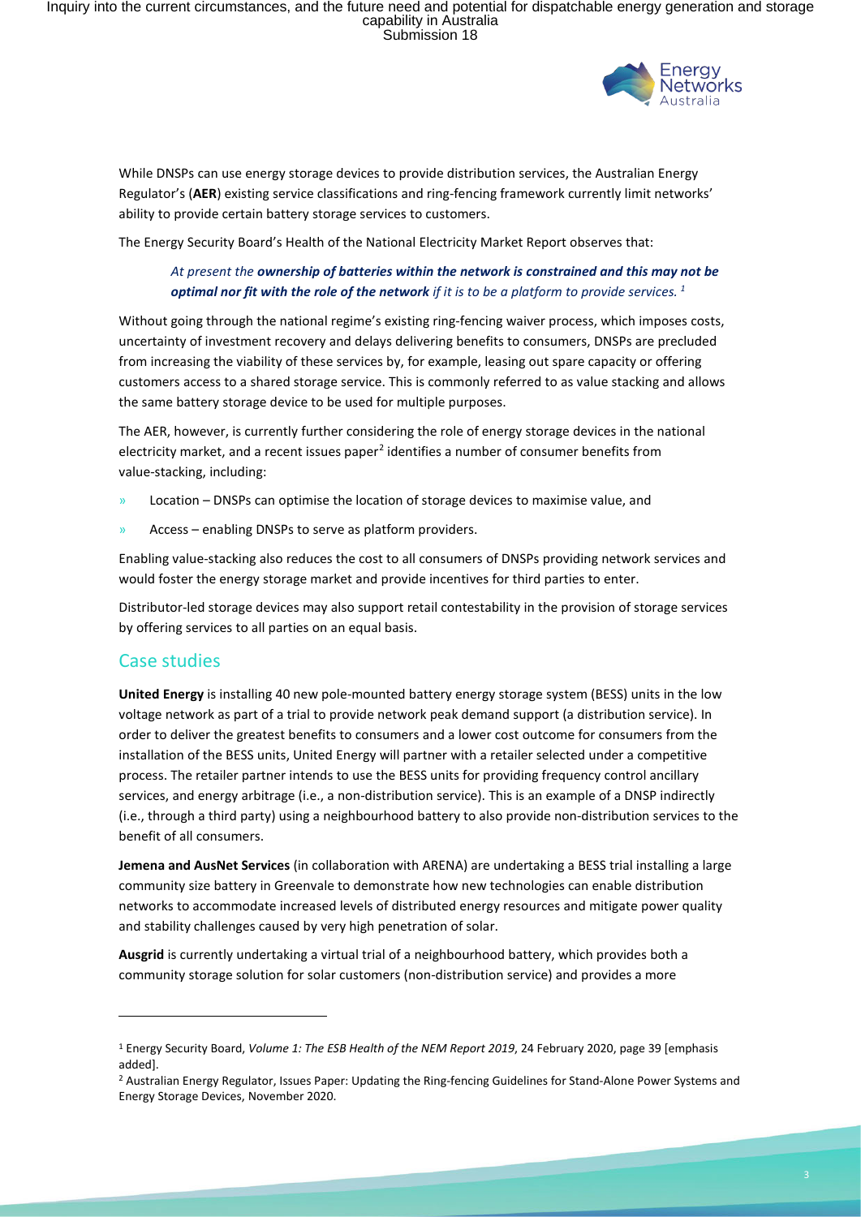While DNSPs can use energy storage devices to provide distribution services, the Australian Energy Regulator's (**AER**) existing service classifications and ring-fencing framework currently limit networks' ability to provide certain battery storage services to customers.

The Energy Security Board's Health of the National Electricity Market Report observes that:

> *At present the **ownership of batteries within the network is constrained and this may not be optimal nor fit with the role of the network** if it is to be a platform to provide services.* [1]

Without going through the national regime's existing ring-fencing waiver process, which imposes costs, uncertainty of investment recovery and delays delivering benefits to consumers, DNSPs are precluded from increasing the viability of these services by, for example, leasing out spare capacity or offering customers access to a shared storage service. This is commonly referred to as value stacking and allows the same battery storage device to be used for multiple purposes.

The AER, however, is currently further considering the role of energy storage devices in the national electricity market, and a recent issues paper[2] identifies a number of consumer benefits from value-stacking, including:

- Location – DNSPs can optimise the location of storage devices to maximise value, and
- Access – enabling DNSPs to serve as platform providers.

Enabling value-stacking also reduces the cost to all consumers of DNSPs providing network services and would foster the energy storage market and provide incentives for third parties to enter.

Distributor-led storage devices may also support retail contestability in the provision of storage services by offering services to all parties on an equal basis.

## Case studies

**United Energy** is installing 40 new pole-mounted battery energy storage system (BESS) units in the low voltage network as part of a trial to provide network peak demand support (a distribution service). In order to deliver the greatest benefits to consumers and a lower cost outcome for consumers from the installation of the BESS units, United Energy will partner with a retailer selected under a competitive process. The retailer partner intends to use the BESS units for providing frequency control ancillary services, and energy arbitrage (i.e., a non-distribution service). This is an example of a DNSP indirectly (i.e., through a third party) using a neighbourhood battery to also provide non-distribution services to the benefit of all consumers.

**Jemena and AusNet Services** (in collaboration with ARENA) are undertaking a BESS trial installing a large community size battery in Greenvale to demonstrate how new technologies can enable distribution networks to accommodate increased levels of distributed energy resources and mitigate power quality and stability challenges caused by very high penetration of solar.

**Ausgrid** is currently undertaking a virtual trial of a neighbourhood battery, which provides both a community storage solution for solar customers (non-distribution service) and provides a more

---

[1] Energy Security Board, *Volume 1: The ESB Health of the NEM Report 2019*, 24 February 2020, page 39 [emphasis added].

[2] Australian Energy Regulator, Issues Paper: Updating the Ring-fencing Guidelines for Stand-Alone Power Systems and Energy Storage Devices, November 2020.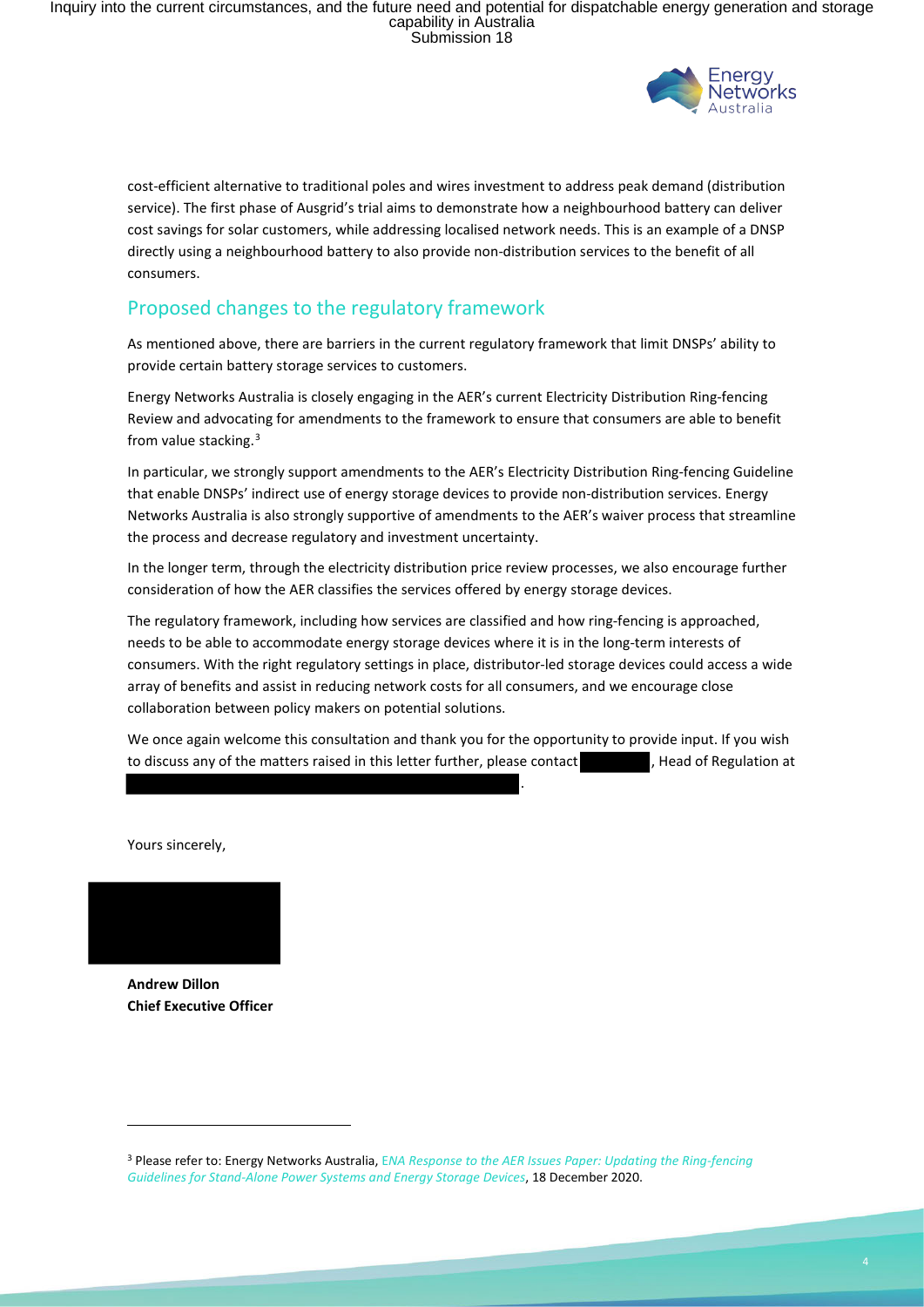cost-efficient alternative to traditional poles and wires investment to address peak demand (distribution service). The first phase of Ausgrid's trial aims to demonstrate how a neighbourhood battery can deliver cost savings for solar customers, while addressing localised network needs. This is an example of a DNSP directly using a neighbourhood battery to also provide non-distribution services to the benefit of all consumers.

## Proposed changes to the regulatory framework

As mentioned above, there are barriers in the current regulatory framework that limit DNSPs' ability to provide certain battery storage services to customers.

Energy Networks Australia is closely engaging in the AER's current Electricity Distribution Ring-fencing Review and advocating for amendments to the framework to ensure that consumers are able to benefit from value stacking.[3]

In particular, we strongly support amendments to the AER's Electricity Distribution Ring-fencing Guideline that enable DNSPs' indirect use of energy storage devices to provide non-distribution services. Energy Networks Australia is also strongly supportive of amendments to the AER's waiver process that streamline the process and decrease regulatory and investment uncertainty.

In the longer term, through the electricity distribution price review processes, we also encourage further consideration of how the AER classifies the services offered by energy storage devices.

The regulatory framework, including how services are classified and how ring-fencing is approached, needs to be able to accommodate energy storage devices where it is in the long-term interests of consumers. With the right regulatory settings in place, distributor-led storage devices could access a wide array of benefits and assist in reducing network costs for all consumers, and we encourage close collaboration between policy makers on potential solutions.

We once again welcome this consultation and thank you for the opportunity to provide input. If you wish to discuss any of the matters raised in this letter further, please contact [redacted], Head of Regulation at [redacted].

Yours sincerely,

**Andrew Dillon**
**Chief Executive Officer**

[3] Please refer to: Energy Networks Australia, *ENA Response to the AER Issues Paper: Updating the Ring-fencing Guidelines for Stand-Alone Power Systems and Energy Storage Devices*, 18 December 2020.